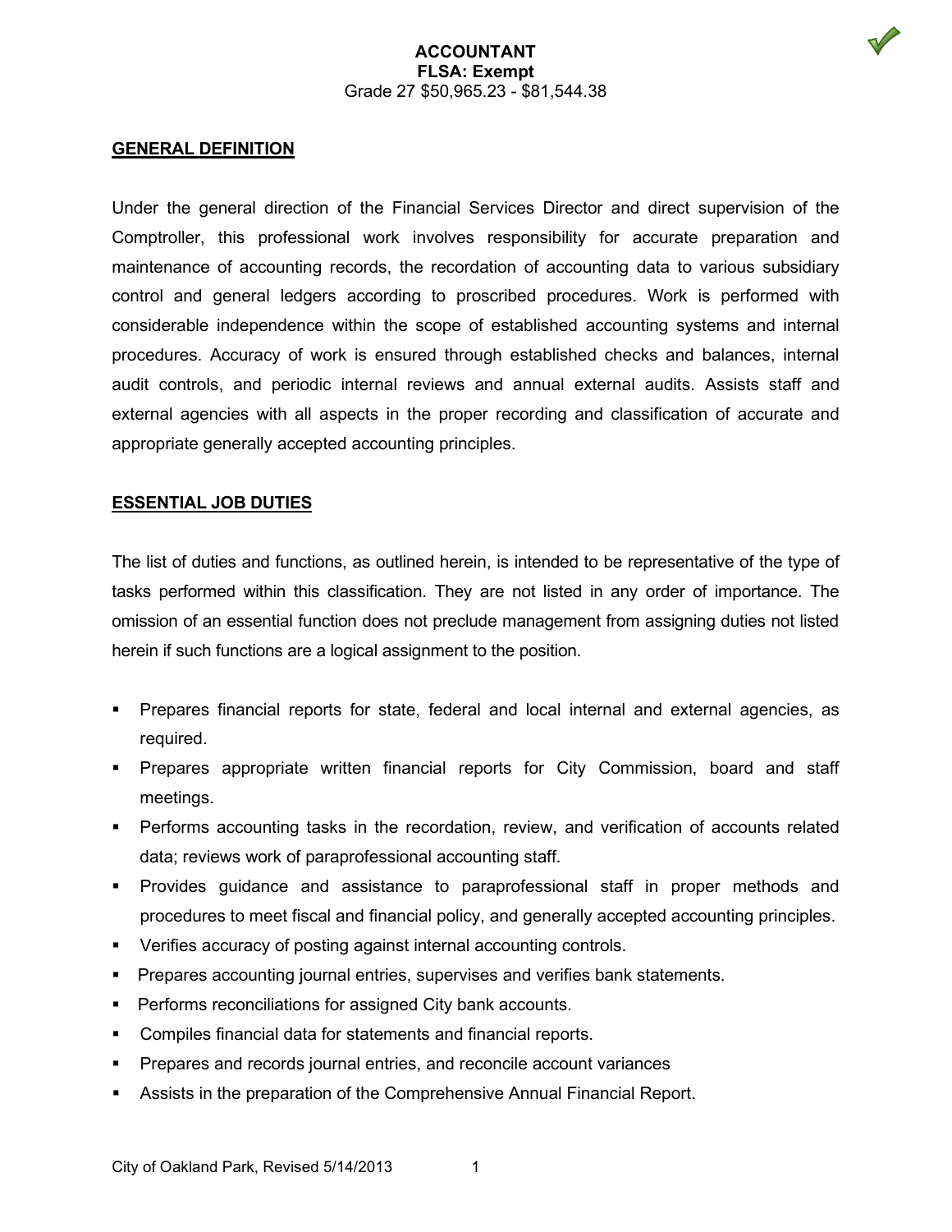# ACCOUNTANT

**FLSA: Exempt**

Grade 27 $50,965.23 - $81,544.38

## GENERAL DEFINITION

Under the general direction of the Financial Services Director and direct supervision of the Comptroller, this professional work involves responsibility for accurate preparation and maintenance of accounting records, the recordation of accounting data to various subsidiary control and general ledgers according to proscribed procedures. Work is performed with considerable independence within the scope of established accounting systems and internal procedures. Accuracy of work is ensured through established checks and balances, internal audit controls, and periodic internal reviews and annual external audits. Assists staff and external agencies with all aspects in the proper recording and classification of accurate and appropriate generally accepted accounting principles.

## ESSENTIAL JOB DUTIES

The list of duties and functions, as outlined herein, is intended to be representative of the type of tasks performed within this classification. They are not listed in any order of importance. The omission of an essential function does not preclude management from assigning duties not listed herein if such functions are a logical assignment to the position.

- Prepares financial reports for state, federal and local internal and external agencies, as required.
- Prepares appropriate written financial reports for City Commission, board and staff meetings.
- Performs accounting tasks in the recordation, review, and verification of accounts related data; reviews work of paraprofessional accounting staff.
- Provides guidance and assistance to paraprofessional staff in proper methods and procedures to meet fiscal and financial policy, and generally accepted accounting principles.
- Verifies accuracy of posting against internal accounting controls.
- Prepares accounting journal entries, supervises and verifies bank statements.
- Performs reconciliations for assigned City bank accounts.
- Compiles financial data for statements and financial reports.
- Prepares and records journal entries, and reconcile account variances
- Assists in the preparation of the Comprehensive Annual Financial Report.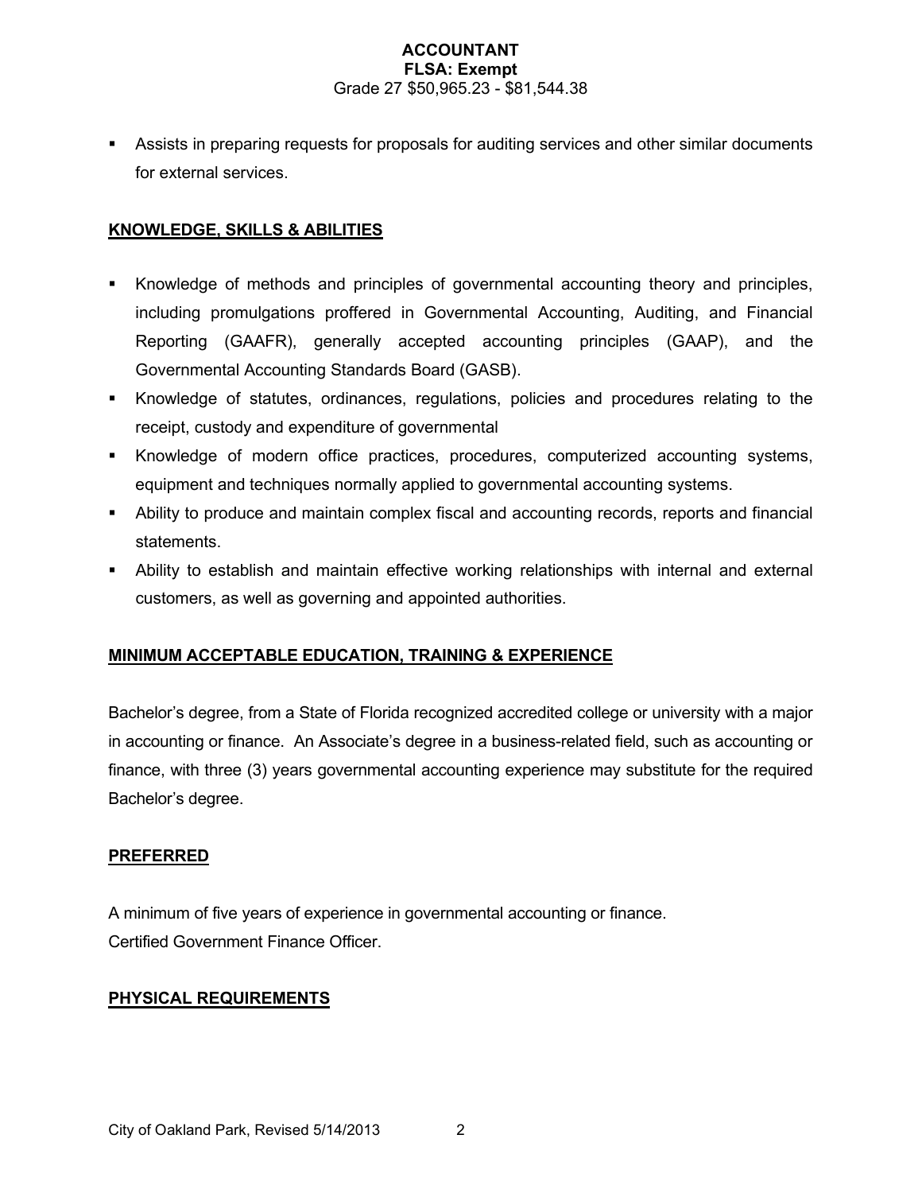- Assists in preparing requests for proposals for auditing services and other similar documents for external services.

## KNOWLEDGE, SKILLS & ABILITIES

- Knowledge of methods and principles of governmental accounting theory and principles, including promulgations proffered in Governmental Accounting, Auditing, and Financial Reporting (GAAFR), generally accepted accounting principles (GAAP), and the Governmental Accounting Standards Board (GASB).
- Knowledge of statutes, ordinances, regulations, policies and procedures relating to the receipt, custody and expenditure of governmental
- Knowledge of modern office practices, procedures, computerized accounting systems, equipment and techniques normally applied to governmental accounting systems.
- Ability to produce and maintain complex fiscal and accounting records, reports and financial statements.
- Ability to establish and maintain effective working relationships with internal and external customers, as well as governing and appointed authorities.

## MINIMUM ACCEPTABLE EDUCATION, TRAINING & EXPERIENCE

Bachelor's degree, from a State of Florida recognized accredited college or university with a major in accounting or finance. An Associate's degree in a business-related field, such as accounting or finance, with three (3) years governmental accounting experience may substitute for the required Bachelor's degree.

## PREFERRED

A minimum of five years of experience in governmental accounting or finance.
Certified Government Finance Officer.

## PHYSICAL REQUIREMENTS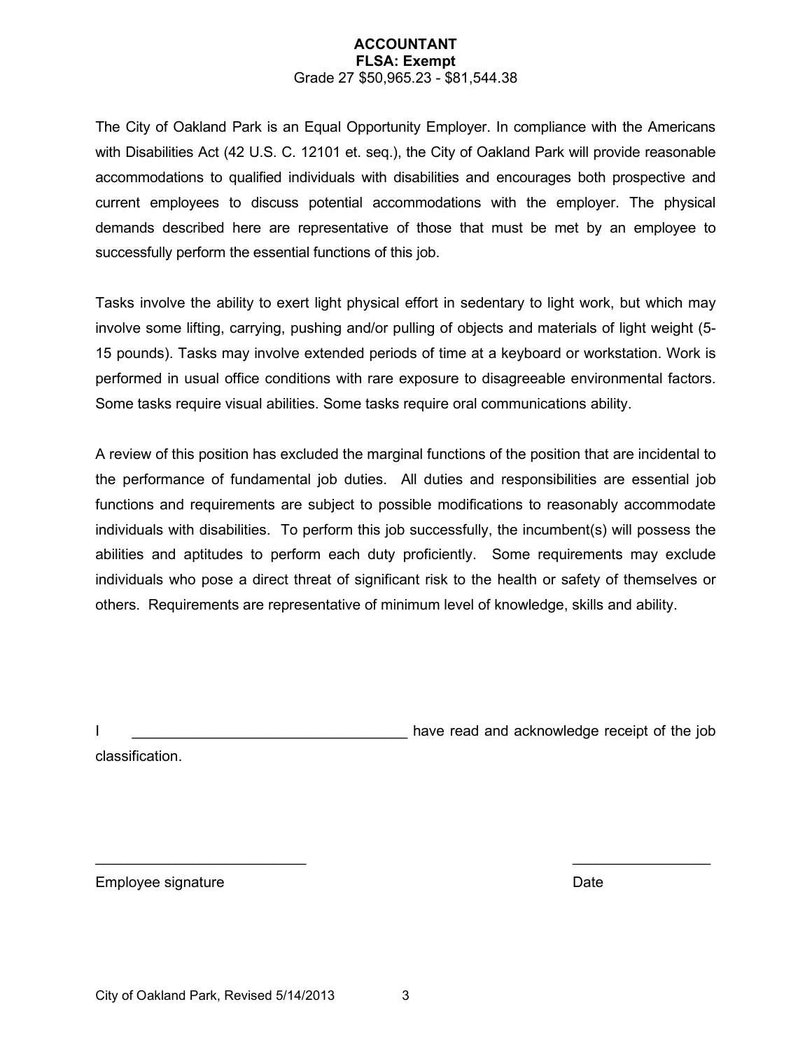**ACCOUNTANT**
**FLSA: Exempt**
Grade 27 $50,965.23 - $81,544.38

The City of Oakland Park is an Equal Opportunity Employer. In compliance with the Americans with Disabilities Act (42 U.S. C. 12101 et. seq.), the City of Oakland Park will provide reasonable accommodations to qualified individuals with disabilities and encourages both prospective and current employees to discuss potential accommodations with the employer. The physical demands described here are representative of those that must be met by an employee to successfully perform the essential functions of this job.

Tasks involve the ability to exert light physical effort in sedentary to light work, but which may involve some lifting, carrying, pushing and/or pulling of objects and materials of light weight (5-15 pounds). Tasks may involve extended periods of time at a keyboard or workstation. Work is performed in usual office conditions with rare exposure to disagreeable environmental factors. Some tasks require visual abilities. Some tasks require oral communications ability.

A review of this position has excluded the marginal functions of the position that are incidental to the performance of fundamental job duties. All duties and responsibilities are essential job functions and requirements are subject to possible modifications to reasonably accommodate individuals with disabilities. To perform this job successfully, the incumbent(s) will possess the abilities and aptitudes to perform each duty proficiently. Some requirements may exclude individuals who pose a direct threat of significant risk to the health or safety of themselves or others. Requirements are representative of minimum level of knowledge, skills and ability.

I \_\_\_\_\_\_\_\_\_\_\_\_\_\_\_\_\_\_\_\_\_\_\_\_\_\_\_\_\_\_\_\_\_\_ have read and acknowledge receipt of the job classification.

\_\_\_\_\_\_\_\_\_\_\_\_\_\_\_\_\_\_\_\_\_\_\_\_\_\_ \_\_\_\_\_\_\_\_\_\_\_\_\_\_\_\_\_

Employee signature Date

City of Oakland Park, Revised 5/14/2013